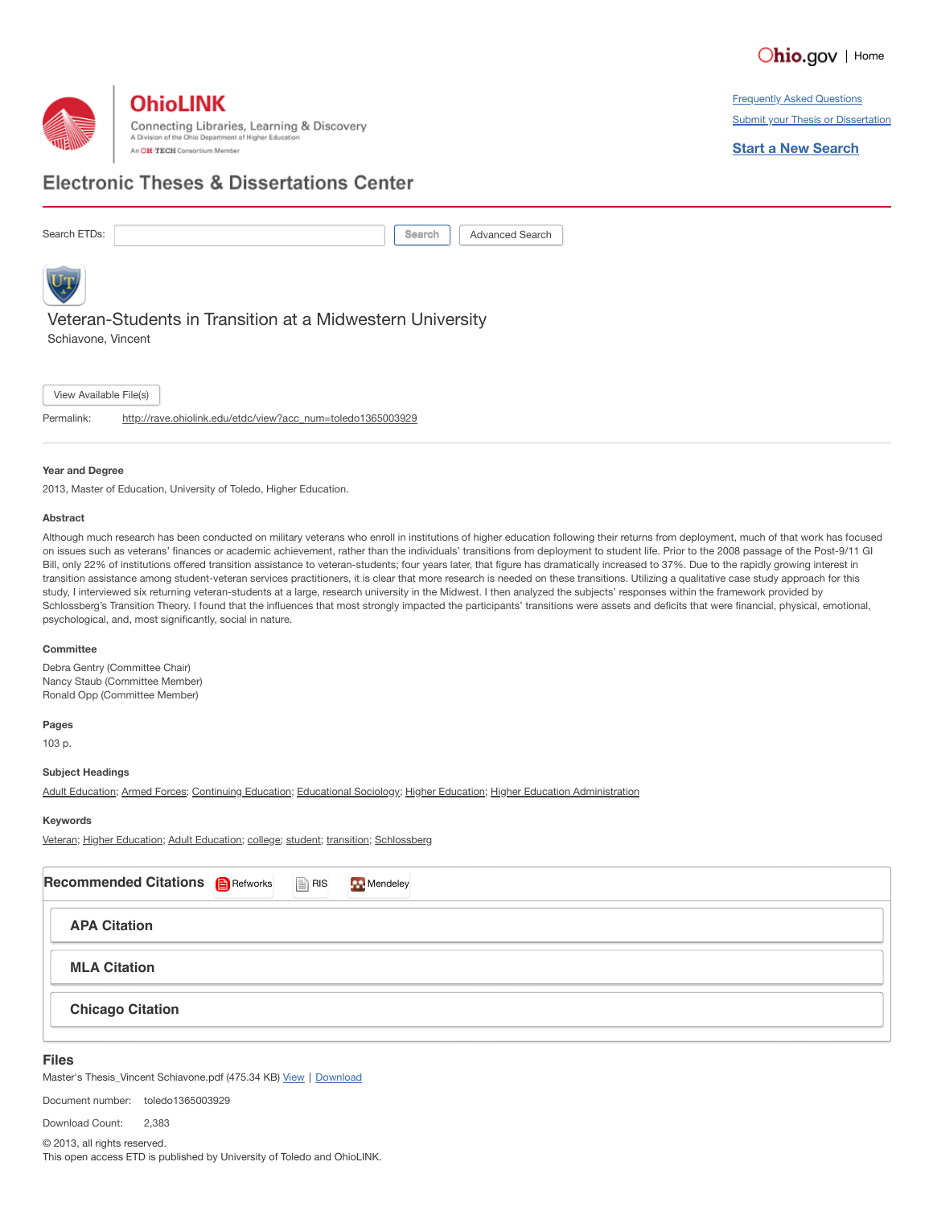Ohio.gov | Home

# OhioLINK

Connecting Libraries, Learning & Discovery

A Division of the Ohio Department of Higher Education

An OH-TECH Consortium Member

[Frequently Asked Questions](#)

[Submit your Thesis or Dissertation](#)

[Start a New Search](#)

## Electronic Theses & Dissertations Center

Search ETDs: Search | Advanced Search

# Veteran-Students in Transition at a Midwestern University

Schiavone, Vincent

View Available File(s)

Permalink: http://rave.ohiolink.edu/etdc/view?acc_num=toledo1365003929

---

### Year and Degree

2013, Master of Education, University of Toledo, Higher Education.

### Abstract

Although much research has been conducted on military veterans who enroll in institutions of higher education following their returns from deployment, much of that work has focused on issues such as veterans' finances or academic achievement, rather than the individuals' transitions from deployment to student life. Prior to the 2008 passage of the Post-9/11 GI Bill, only 22% of institutions offered transition assistance to veteran-students; four years later, that figure has dramatically increased to 37%. Due to the rapidly growing interest in transition assistance among student-veteran services practitioners, it is clear that more research is needed on these transitions. Utilizing a qualitative case study approach for this study, I interviewed six returning veteran-students at a large, research university in the Midwest. I then analyzed the subjects' responses within the framework provided by Schlossberg's Transition Theory. I found that the influences that most strongly impacted the participants' transitions were assets and deficits that were financial, physical, emotional, psychological, and, most significantly, social in nature.

### Committee

Debra Gentry (Committee Chair)
Nancy Staub (Committee Member)
Ronald Opp (Committee Member)

### Pages

103 p.

### Subject Headings

Adult Education; Armed Forces; Continuing Education; Educational Sociology; Higher Education; Higher Education Administration

### Keywords

Veteran; Higher Education; Adult Education; college; student; transition; Schlossberg

### Recommended Citations

Refworks | RIS | Mendeley

**APA Citation**

**MLA Citation**

**Chicago Citation**

## Files

Master's Thesis_Vincent Schiavone.pdf (475.34 KB) View | Download

Document number: toledo1365003929

Download Count: 2,383

© 2013, all rights reserved.
This open access ETD is published by University of Toledo and OhioLINK.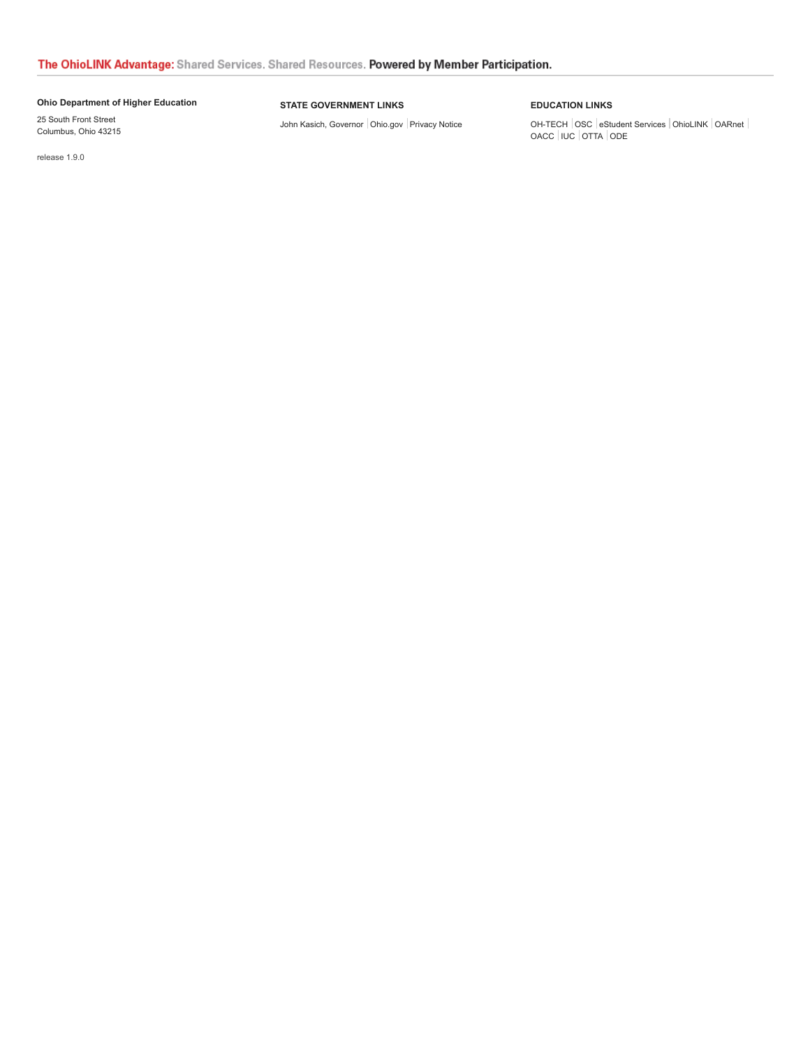**The OhioLINK Advantage:** Shared Services. Shared Resources. **Powered by Member Participation.**

**Ohio Department of Higher Education**

25 South Front Street
Columbus, Ohio 43215

release 1.9.0

**STATE GOVERNMENT LINKS**

John Kasich, Governor | Ohio.gov | Privacy Notice

**EDUCATION LINKS**

OH-TECH | OSC | eStudent Services | OhioLINK | OARnet | OACC | IUC | OTTA | ODE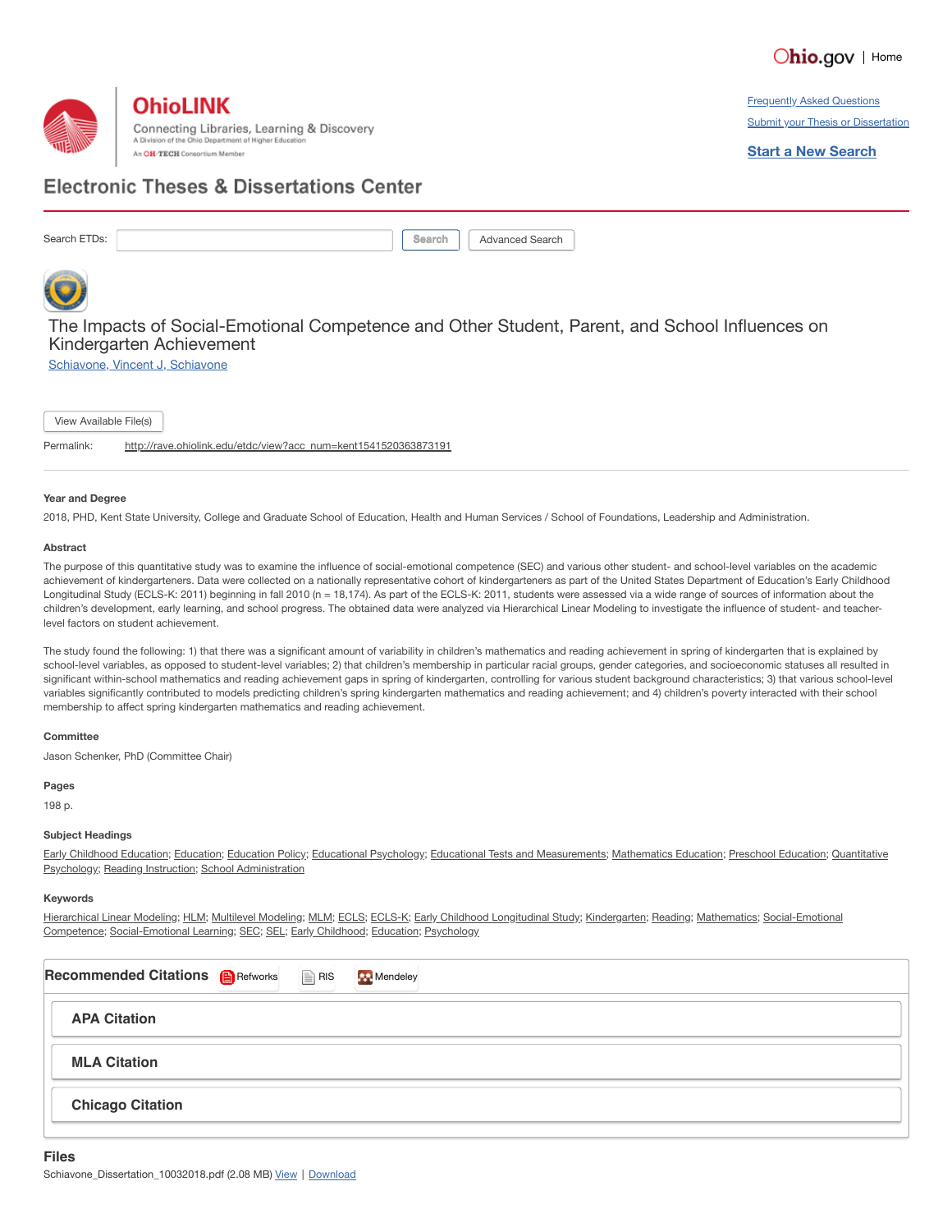Ohio.gov | Home

# OhioLINK

Connecting Libraries, Learning & Discovery

A Division of the Ohio Department of Higher Education

An OH·TECH Consortium Member

Frequently Asked Questions

Submit your Thesis or Dissertation

**Start a New Search**

## Electronic Theses & Dissertations Center

Search ETDs: Search Advanced Search

# The Impacts of Social-Emotional Competence and Other Student, Parent, and School Influences on Kindergarten Achievement

Schiavone, Vincent J, Schiavone

View Available File(s)

Permalink: http://rave.ohiolink.edu/etdc/view?acc_num=kent1541520363873191

### Year and Degree

2018, PHD, Kent State University, College and Graduate School of Education, Health and Human Services / School of Foundations, Leadership and Administration.

### Abstract

The purpose of this quantitative study was to examine the influence of social-emotional competence (SEC) and various other student- and school-level variables on the academic achievement of kindergarteners. Data were collected on a nationally representative cohort of kindergarteners as part of the United States Department of Education's Early Childhood Longitudinal Study (ECLS-K: 2011) beginning in fall 2010 (n = 18,174). As part of the ECLS-K: 2011, students were assessed via a wide range of sources of information about the children's development, early learning, and school progress. The obtained data were analyzed via Hierarchical Linear Modeling to investigate the influence of student- and teacher-level factors on student achievement.

The study found the following: 1) that there was a significant amount of variability in children's mathematics and reading achievement in spring of kindergarten that is explained by school-level variables, as opposed to student-level variables; 2) that children's membership in particular racial groups, gender categories, and socioeconomic statuses all resulted in significant within-school mathematics and reading achievement gaps in spring of kindergarten, controlling for various student background characteristics; 3) that various school-level variables significantly contributed to models predicting children's spring kindergarten mathematics and reading achievement; and 4) children's poverty interacted with their school membership to affect spring kindergarten mathematics and reading achievement.

### Committee

Jason Schenker, PhD (Committee Chair)

### Pages

198 p.

### Subject Headings

Early Childhood Education; Education; Education Policy; Educational Psychology; Educational Tests and Measurements; Mathematics Education; Preschool Education; Quantitative Psychology; Reading Instruction; School Administration

### Keywords

Hierarchical Linear Modeling; HLM; Multilevel Modeling; MLM; ECLS; ECLS-K; Early Childhood Longitudinal Study; Kindergarten; Reading; Mathematics; Social-Emotional Competence; Social-Emotional Learning; SEC; SEL; Early Childhood; Education; Psychology

### Recommended Citations

Refworks | RIS | Mendeley

**APA Citation**

**MLA Citation**

**Chicago Citation**

### Files

Schiavone_Dissertation_10032018.pdf (2.08 MB) View | Download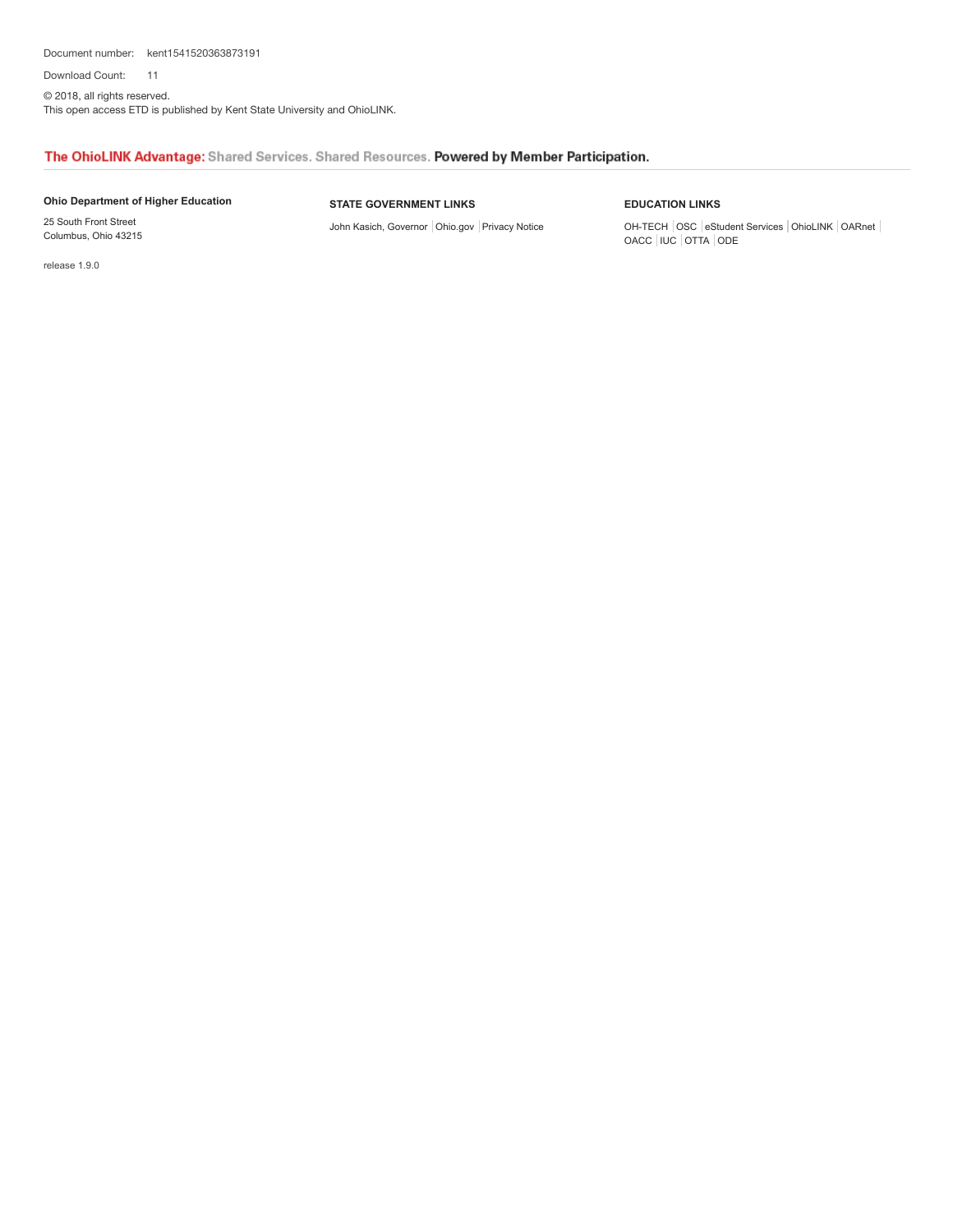Document number: kent1541520363873191

Download Count: 11

© 2018, all rights reserved.
This open access ETD is published by Kent State University and OhioLINK.

**The OhioLINK Advantage:** Shared Services. Shared Resources. **Powered by Member Participation.**

**Ohio Department of Higher Education**

25 South Front Street
Columbus, Ohio 43215

**STATE GOVERNMENT LINKS**

John Kasich, Governor | Ohio.gov | Privacy Notice

**EDUCATION LINKS**

OH-TECH | OSC | eStudent Services | OhioLINK | OARnet | OACC | IUC | OTTA | ODE

release 1.9.0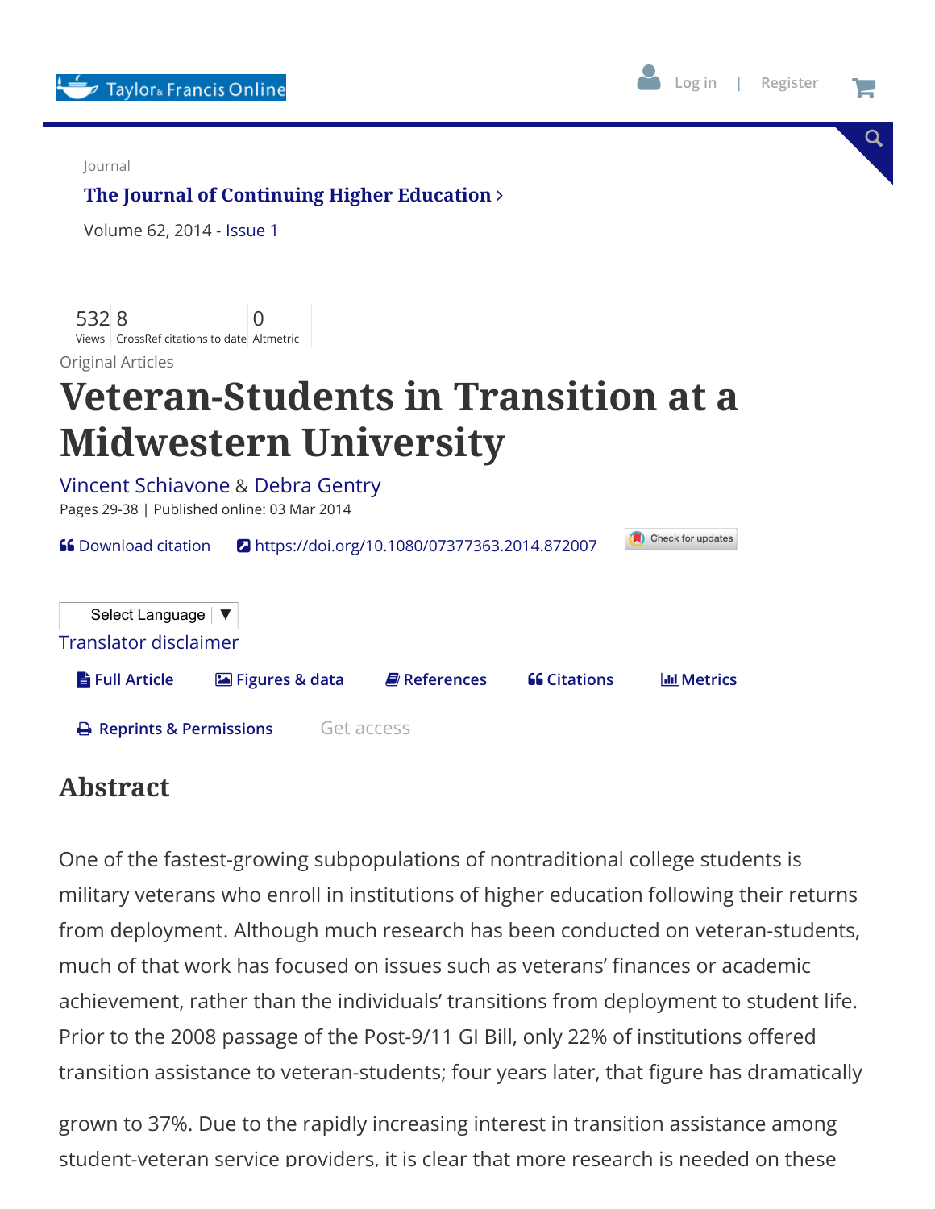Journal

**The Journal of Continuing Higher Education**

Volume 62, 2014 - Issue 1

532 Views | 8 CrossRef citations to date | 0 Altmetric

Original Articles

# Veteran-Students in Transition at a Midwestern University

Vincent Schiavone & Debra Gentry

Pages 29-38 | Published online: 03 Mar 2014

Download citation | https://doi.org/10.1080/07377363.2014.872007 | Check for updates

## Abstract

One of the fastest-growing subpopulations of nontraditional college students is military veterans who enroll in institutions of higher education following their returns from deployment. Although much research has been conducted on veteran-students, much of that work has focused on issues such as veterans' finances or academic achievement, rather than the individuals' transitions from deployment to student life. Prior to the 2008 passage of the Post-9/11 GI Bill, only 22% of institutions offered transition assistance to veteran-students; four years later, that figure has dramatically grown to 37%. Due to the rapidly increasing interest in transition assistance among student-veteran service providers, it is clear that more research is needed on these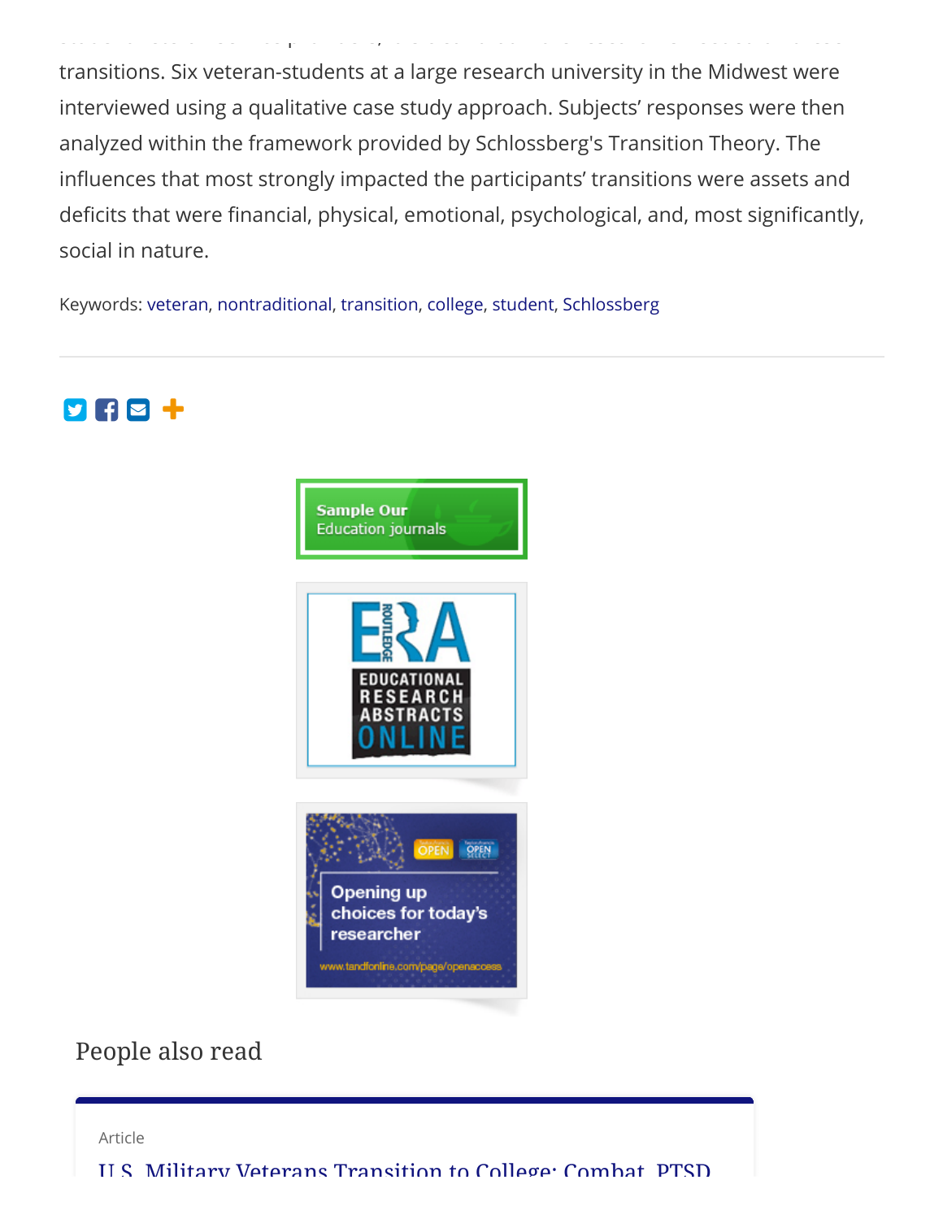transitions. Six veteran-students at a large research university in the Midwest were interviewed using a qualitative case study approach. Subjects' responses were then analyzed within the framework provided by Schlossberg's Transition Theory. The influences that most strongly impacted the participants' transitions were assets and deficits that were financial, physical, emotional, psychological, and, most significantly, social in nature.

Keywords: veteran, nontraditional, transition, college, student, Schlossberg

Sample Our Education journals

ROUTLEDGE ERA EDUCATIONAL RESEARCH ABSTRACTS ONLINE

OPEN OPEN SELECT

Opening up choices for today's researcher

www.tandfonline.com/page/openaccess

## People also read

Article

U.S. Military Veterans Transition to College: Combat, PTSD